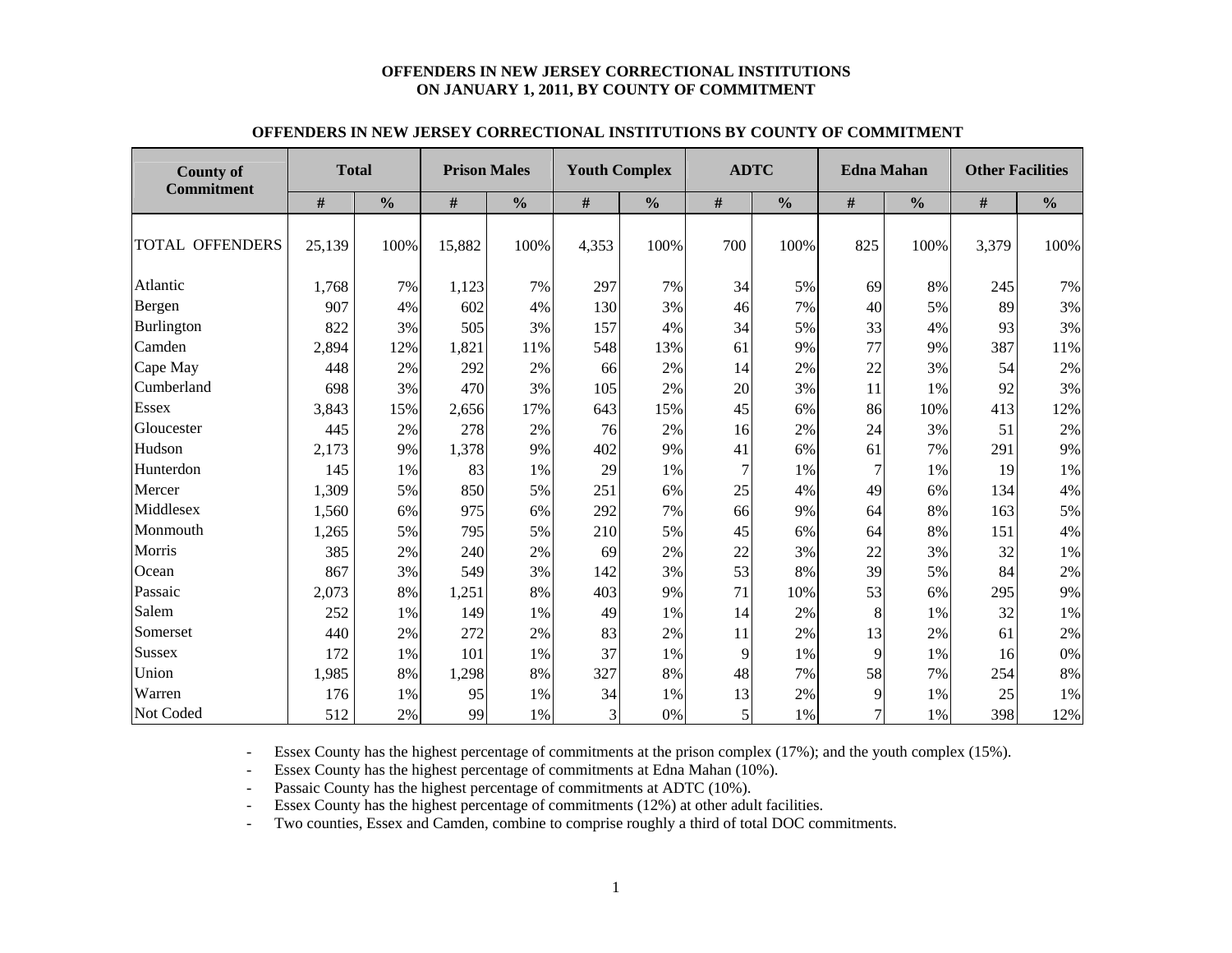# OFFENDERS IN NEW JERSEY CORRECTIONAL INSTITUTIONS ON JANUARY 1, 2011, BY COUNTY OF COMMITMENT

## OFFENDERS IN NEW JERSEY CORRECTIONAL INSTITUTIONS BY COUNTY OF COMMITMENT

| County of Commitment | Total | | Prison Males | | Youth Complex | | ADTC | | Edna Mahan | | Other Facilities | |
|---|---|---|---|---|---|---|---|---|---|---|---|---|
| | # | % | # | % | # | % | # | % | # | % | # | % |
| TOTAL OFFENDERS | 25,139 | 100% | 15,882 | 100% | 4,353 | 100% | 700 | 100% | 825 | 100% | 3,379 | 100% |
| Atlantic | 1,768 | 7% | 1,123 | 7% | 297 | 7% | 34 | 5% | 69 | 8% | 245 | 7% |
| Bergen | 907 | 4% | 602 | 4% | 130 | 3% | 46 | 7% | 40 | 5% | 89 | 3% |
| Burlington | 822 | 3% | 505 | 3% | 157 | 4% | 34 | 5% | 33 | 4% | 93 | 3% |
| Camden | 2,894 | 12% | 1,821 | 11% | 548 | 13% | 61 | 9% | 77 | 9% | 387 | 11% |
| Cape May | 448 | 2% | 292 | 2% | 66 | 2% | 14 | 2% | 22 | 3% | 54 | 2% |
| Cumberland | 698 | 3% | 470 | 3% | 105 | 2% | 20 | 3% | 11 | 1% | 92 | 3% |
| Essex | 3,843 | 15% | 2,656 | 17% | 643 | 15% | 45 | 6% | 86 | 10% | 413 | 12% |
| Gloucester | 445 | 2% | 278 | 2% | 76 | 2% | 16 | 2% | 24 | 3% | 51 | 2% |
| Hudson | 2,173 | 9% | 1,378 | 9% | 402 | 9% | 41 | 6% | 61 | 7% | 291 | 9% |
| Hunterdon | 145 | 1% | 83 | 1% | 29 | 1% | 7 | 1% | 7 | 1% | 19 | 1% |
| Mercer | 1,309 | 5% | 850 | 5% | 251 | 6% | 25 | 4% | 49 | 6% | 134 | 4% |
| Middlesex | 1,560 | 6% | 975 | 6% | 292 | 7% | 66 | 9% | 64 | 8% | 163 | 5% |
| Monmouth | 1,265 | 5% | 795 | 5% | 210 | 5% | 45 | 6% | 64 | 8% | 151 | 4% |
| Morris | 385 | 2% | 240 | 2% | 69 | 2% | 22 | 3% | 22 | 3% | 32 | 1% |
| Ocean | 867 | 3% | 549 | 3% | 142 | 3% | 53 | 8% | 39 | 5% | 84 | 2% |
| Passaic | 2,073 | 8% | 1,251 | 8% | 403 | 9% | 71 | 10% | 53 | 6% | 295 | 9% |
| Salem | 252 | 1% | 149 | 1% | 49 | 1% | 14 | 2% | 8 | 1% | 32 | 1% |
| Somerset | 440 | 2% | 272 | 2% | 83 | 2% | 11 | 2% | 13 | 2% | 61 | 2% |
| Sussex | 172 | 1% | 101 | 1% | 37 | 1% | 9 | 1% | 9 | 1% | 16 | 0% |
| Union | 1,985 | 8% | 1,298 | 8% | 327 | 8% | 48 | 7% | 58 | 7% | 254 | 8% |
| Warren | 176 | 1% | 95 | 1% | 34 | 1% | 13 | 2% | 9 | 1% | 25 | 1% |
| Not Coded | 512 | 2% | 99 | 1% | 3 | 0% | 5 | 1% | 7 | 1% | 398 | 12% |

- Essex County has the highest percentage of commitments at the prison complex (17%); and the youth complex (15%).
- Essex County has the highest percentage of commitments at Edna Mahan (10%).
- Passaic County has the highest percentage of commitments at ADTC (10%).
- Essex County has the highest percentage of commitments (12%) at other adult facilities.
- Two counties, Essex and Camden, combine to comprise roughly a third of total DOC commitments.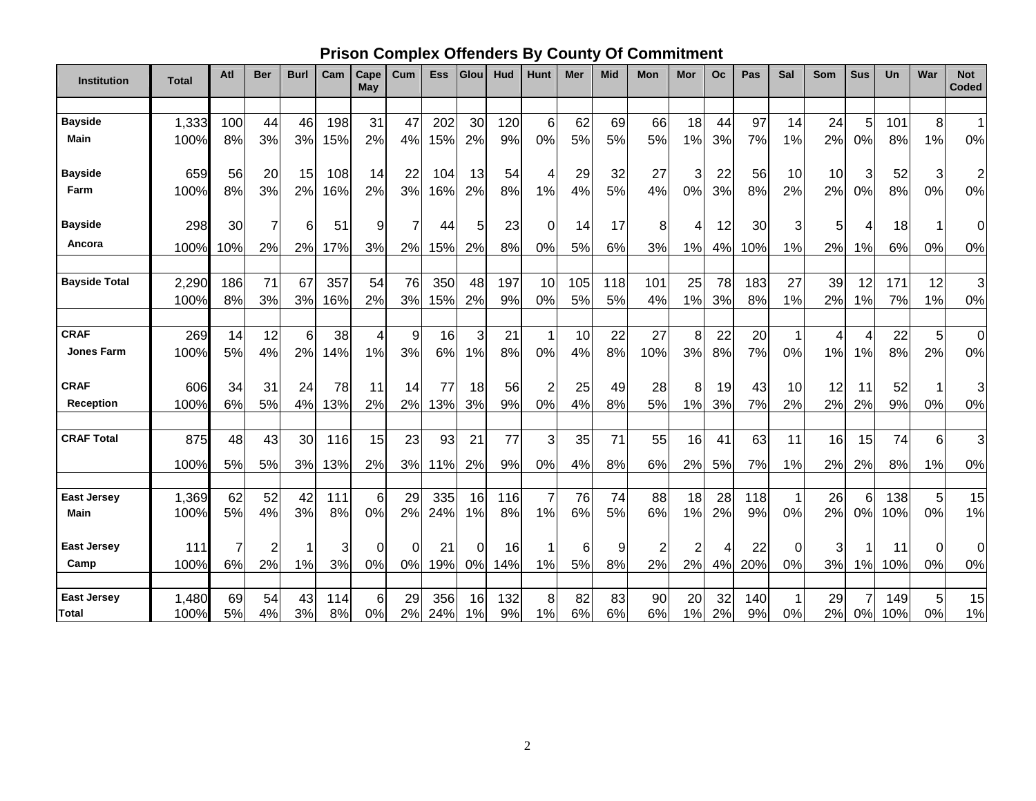## Prison Complex Offenders By County Of Commitment

| Institution | Total | Atl | Ber | Burl | Cam | Cape May | Cum | Ess | Glou | Hud | Hunt | Mer | Mid | Mon | Mor | Oc | Pas | Sal | Som | Sus | Un | War | Not Coded |
|---|---|---|---|---|---|---|---|---|---|---|---|---|---|---|---|---|---|---|---|---|---|---|---|
| Bayside Main | 1,333 | 100 | 44 | 46 | 198 | 31 | 47 | 202 | 30 | 120 | 6 | 62 | 69 | 66 | 18 | 44 | 97 | 14 | 24 | 5 | 101 | 8 | 1 |
| | 100% | 8% | 3% | 3% | 15% | 2% | 4% | 15% | 2% | 9% | 0% | 5% | 5% | 5% | 1% | 3% | 7% | 1% | 2% | 0% | 8% | 1% | 0% |
| Bayside Farm | 659 | 56 | 20 | 15 | 108 | 14 | 22 | 104 | 13 | 54 | 4 | 29 | 32 | 27 | 3 | 22 | 56 | 10 | 10 | 3 | 52 | 3 | 2 |
| | 100% | 8% | 3% | 2% | 16% | 2% | 3% | 16% | 2% | 8% | 1% | 4% | 5% | 4% | 0% | 3% | 8% | 2% | 2% | 0% | 8% | 0% | 0% |
| Bayside Ancora | 298 | 30 | 7 | 6 | 51 | 9 | 7 | 44 | 5 | 23 | 0 | 14 | 17 | 8 | 4 | 12 | 30 | 3 | 5 | 4 | 18 | 1 | 0 |
| | 100% | 10% | 2% | 2% | 17% | 3% | 2% | 15% | 2% | 8% | 0% | 5% | 6% | 3% | 1% | 4% | 10% | 1% | 2% | 1% | 6% | 0% | 0% |
| Bayside Total | 2,290 | 186 | 71 | 67 | 357 | 54 | 76 | 350 | 48 | 197 | 10 | 105 | 118 | 101 | 25 | 78 | 183 | 27 | 39 | 12 | 171 | 12 | 3 |
| | 100% | 8% | 3% | 3% | 16% | 2% | 3% | 15% | 2% | 9% | 0% | 5% | 5% | 4% | 1% | 3% | 8% | 1% | 2% | 1% | 7% | 1% | 0% |
| CRAF Jones Farm | 269 | 14 | 12 | 6 | 38 | 4 | 9 | 16 | 3 | 21 | 1 | 10 | 22 | 27 | 8 | 22 | 20 | 1 | 4 | 4 | 22 | 5 | 0 |
| | 100% | 5% | 4% | 2% | 14% | 1% | 3% | 6% | 1% | 8% | 0% | 4% | 8% | 10% | 3% | 8% | 7% | 0% | 1% | 1% | 8% | 2% | 0% |
| CRAF Reception | 606 | 34 | 31 | 24 | 78 | 11 | 14 | 77 | 18 | 56 | 2 | 25 | 49 | 28 | 8 | 19 | 43 | 10 | 12 | 11 | 52 | 1 | 3 |
| | 100% | 6% | 5% | 4% | 13% | 2% | 2% | 13% | 3% | 9% | 0% | 4% | 8% | 5% | 1% | 3% | 7% | 2% | 2% | 2% | 9% | 0% | 0% |
| CRAF Total | 875 | 48 | 43 | 30 | 116 | 15 | 23 | 93 | 21 | 77 | 3 | 35 | 71 | 55 | 16 | 41 | 63 | 11 | 16 | 15 | 74 | 6 | 3 |
| | 100% | 5% | 5% | 3% | 13% | 2% | 3% | 11% | 2% | 9% | 0% | 4% | 8% | 6% | 2% | 5% | 7% | 1% | 2% | 2% | 8% | 1% | 0% |
| East Jersey Main | 1,369 | 62 | 52 | 42 | 111 | 6 | 29 | 335 | 16 | 116 | 7 | 76 | 74 | 88 | 18 | 28 | 118 | 1 | 26 | 6 | 138 | 5 | 15 |
| | 100% | 5% | 4% | 3% | 8% | 0% | 2% | 24% | 1% | 8% | 1% | 6% | 5% | 6% | 1% | 2% | 9% | 0% | 2% | 0% | 10% | 0% | 1% |
| East Jersey Camp | 111 | 7 | 2 | 1 | 3 | 0 | 0 | 21 | 0 | 16 | 1 | 6 | 9 | 2 | 2 | 4 | 22 | 0 | 3 | 1 | 11 | 0 | 0 |
| | 100% | 6% | 2% | 1% | 3% | 0% | 0% | 19% | 0% | 14% | 1% | 5% | 8% | 2% | 2% | 4% | 20% | 0% | 3% | 1% | 10% | 0% | 0% |
| East Jersey Total | 1,480 | 69 | 54 | 43 | 114 | 6 | 29 | 356 | 16 | 132 | 8 | 82 | 83 | 90 | 20 | 32 | 140 | 1 | 29 | 7 | 149 | 5 | 15 |
| | 100% | 5% | 4% | 3% | 8% | 0% | 2% | 24% | 1% | 9% | 1% | 6% | 6% | 6% | 1% | 2% | 9% | 0% | 2% | 0% | 10% | 0% | 1% |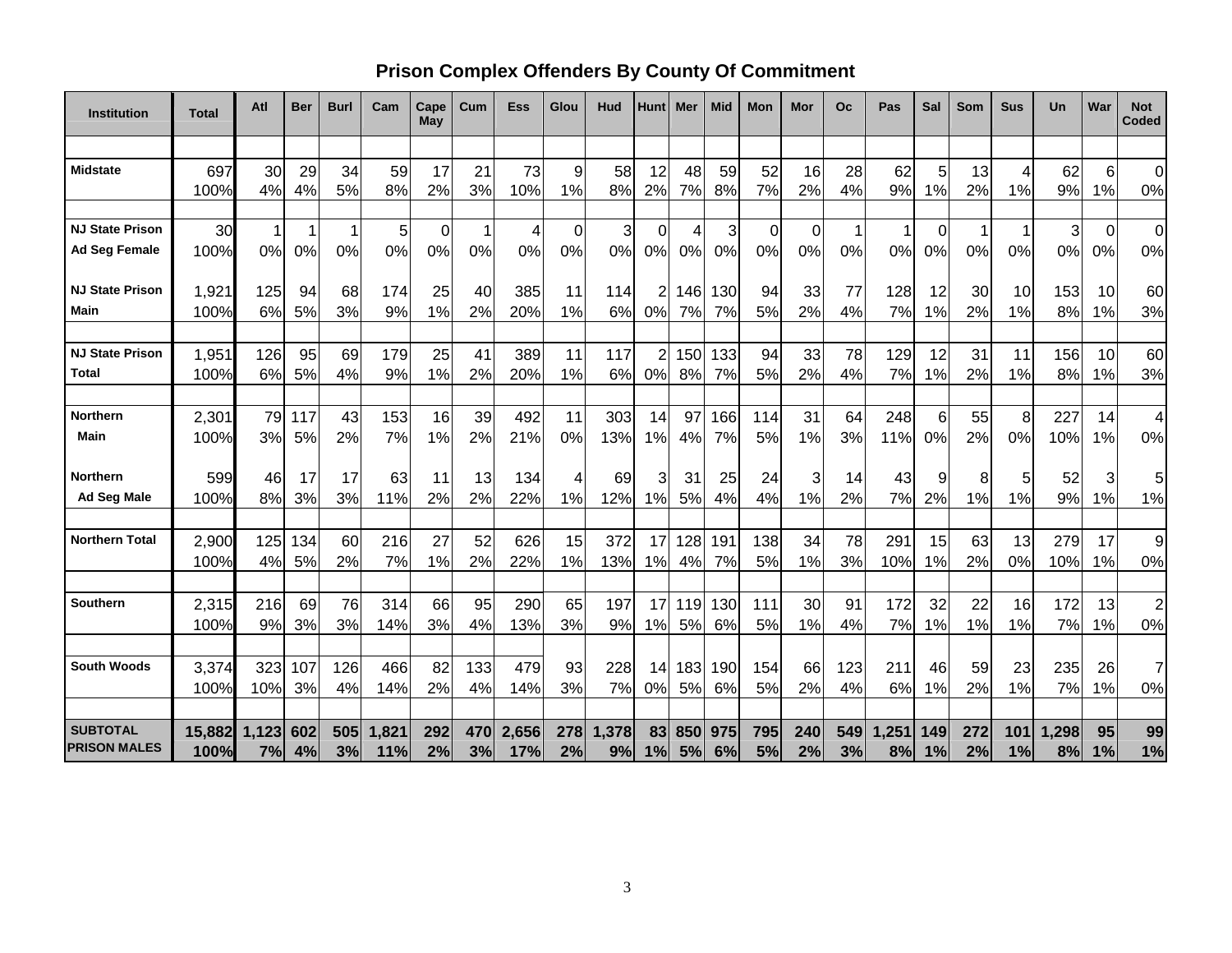# Prison Complex Offenders By County Of Commitment

| Institution | Total | Atl | Ber | Burl | Cam | Cape May | Cum | Ess | Glou | Hud | Hunt | Mer | Mid | Mon | Mor | Oc | Pas | Sal | Som | Sus | Un | War | Not Coded |
|---|---|---|---|---|---|---|---|---|---|---|---|---|---|---|---|---|---|---|---|---|---|---|---|
| Midstate | 697 | 30 | 29 | 34 | 59 | 17 | 21 | 73 | 9 | 58 | 12 | 48 | 59 | 52 | 16 | 28 | 62 | 5 | 13 | 4 | 62 | 6 | 0 |
| | 100% | 4% | 4% | 5% | 8% | 2% | 3% | 10% | 1% | 8% | 2% | 7% | 8% | 7% | 2% | 4% | 9% | 1% | 2% | 1% | 9% | 1% | 0% |
| NJ State Prison Ad Seg Female | 30 | 1 | 1 | 1 | 5 | 0 | 1 | 4 | 0 | 3 | 0 | 4 | 3 | 0 | 0 | 1 | 1 | 0 | 1 | 1 | 3 | 0 | 0 |
| | 100% | 0% | 0% | 0% | 0% | 0% | 0% | 0% | 0% | 0% | 0% | 0% | 0% | 0% | 0% | 0% | 0% | 0% | 0% | 0% | 0% | 0% | 0% |
| NJ State Prison Main | 1,921 | 125 | 94 | 68 | 174 | 25 | 40 | 385 | 11 | 114 | 2 | 146 | 130 | 94 | 33 | 77 | 128 | 12 | 30 | 10 | 153 | 10 | 60 |
| | 100% | 6% | 5% | 3% | 9% | 1% | 2% | 20% | 1% | 6% | 0% | 7% | 7% | 5% | 2% | 4% | 7% | 1% | 2% | 1% | 8% | 1% | 3% |
| NJ State Prison Total | 1,951 | 126 | 95 | 69 | 179 | 25 | 41 | 389 | 11 | 117 | 2 | 150 | 133 | 94 | 33 | 78 | 129 | 12 | 31 | 11 | 156 | 10 | 60 |
| | 100% | 6% | 5% | 4% | 9% | 1% | 2% | 20% | 1% | 6% | 0% | 8% | 7% | 5% | 2% | 4% | 7% | 1% | 2% | 1% | 8% | 1% | 3% |
| Northern Main | 2,301 | 79 | 117 | 43 | 153 | 16 | 39 | 492 | 11 | 303 | 14 | 97 | 166 | 114 | 31 | 64 | 248 | 6 | 55 | 8 | 227 | 14 | 4 |
| | 100% | 3% | 5% | 2% | 7% | 1% | 2% | 21% | 0% | 13% | 1% | 4% | 7% | 5% | 1% | 3% | 11% | 0% | 2% | 0% | 10% | 1% | 0% |
| Northern Ad Seg Male | 599 | 46 | 17 | 17 | 63 | 11 | 13 | 134 | 4 | 69 | 3 | 31 | 25 | 24 | 3 | 14 | 43 | 9 | 8 | 5 | 52 | 3 | 5 |
| | 100% | 8% | 3% | 3% | 11% | 2% | 2% | 22% | 1% | 12% | 1% | 5% | 4% | 4% | 1% | 2% | 7% | 2% | 1% | 1% | 9% | 1% | 1% |
| Northern Total | 2,900 | 125 | 134 | 60 | 216 | 27 | 52 | 626 | 15 | 372 | 17 | 128 | 191 | 138 | 34 | 78 | 291 | 15 | 63 | 13 | 279 | 17 | 9 |
| | 100% | 4% | 5% | 2% | 7% | 1% | 2% | 22% | 1% | 13% | 1% | 4% | 7% | 5% | 1% | 3% | 10% | 1% | 2% | 0% | 10% | 1% | 0% |
| Southern | 2,315 | 216 | 69 | 76 | 314 | 66 | 95 | 290 | 65 | 197 | 17 | 119 | 130 | 111 | 30 | 91 | 172 | 32 | 22 | 16 | 172 | 13 | 2 |
| | 100% | 9% | 3% | 3% | 14% | 3% | 4% | 13% | 3% | 9% | 1% | 5% | 6% | 5% | 1% | 4% | 7% | 1% | 1% | 1% | 7% | 1% | 0% |
| South Woods | 3,374 | 323 | 107 | 126 | 466 | 82 | 133 | 479 | 93 | 228 | 14 | 183 | 190 | 154 | 66 | 123 | 211 | 46 | 59 | 23 | 235 | 26 | 7 |
| | 100% | 10% | 3% | 4% | 14% | 2% | 4% | 14% | 3% | 7% | 0% | 5% | 6% | 5% | 2% | 4% | 6% | 1% | 2% | 1% | 7% | 1% | 0% |
| **SUBTOTAL PRISON MALES** | **15,882** | **1,123** | **602** | **505** | **1,821** | **292** | **470** | **2,656** | **278** | **1,378** | **83** | **850** | **975** | **795** | **240** | **549** | **1,251** | **149** | **272** | **101** | **1,298** | **95** | **99** |
| | **100%** | **7%** | **4%** | **3%** | **11%** | **2%** | **3%** | **17%** | **2%** | **9%** | **1%** | **5%** | **6%** | **5%** | **2%** | **3%** | **8%** | **1%** | **2%** | **1%** | **8%** | **1%** | **1%** |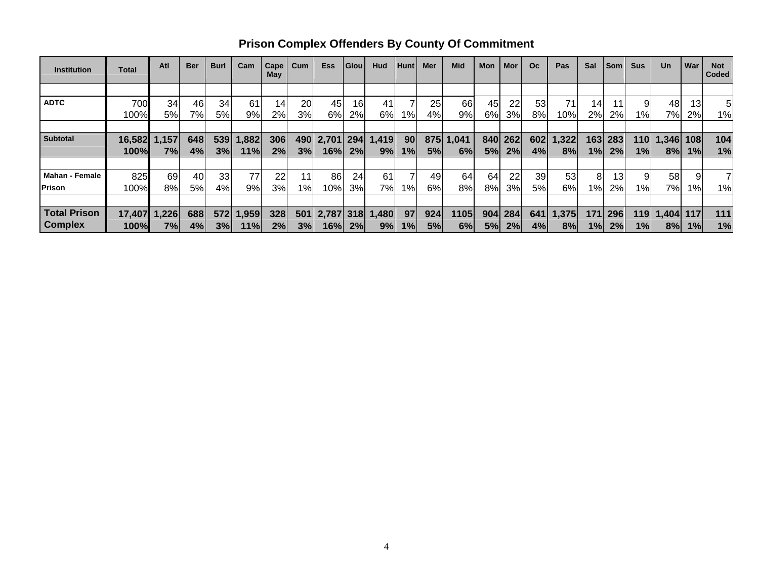## Prison Complex Offenders By County Of Commitment

| Institution | Total | Atl | Ber | Burl | Cam | Cape May | Cum | Ess | Glou | Hud | Hunt | Mer | Mid | Mon | Mor | Oc | Pas | Sal | Som | Sus | Un | War | Not Coded |
|---|---|---|---|---|---|---|---|---|---|---|---|---|---|---|---|---|---|---|---|---|---|---|---|
| ADTC | 700<br>100% | 34<br>5% | 46<br>7% | 34<br>5% | 61<br>9% | 14<br>2% | 20<br>3% | 45<br>6% | 16<br>2% | 41<br>6% | 7<br>1% | 25<br>4% | 66<br>9% | 45<br>6% | 22<br>3% | 53<br>8% | 71<br>10% | 14<br>2% | 11<br>2% | 9<br>1% | 48<br>7% | 13<br>2% | 5<br>1% |
| **Subtotal** | **16,582<br>100%** | **1,157<br>7%** | **648<br>4%** | **539<br>3%** | **1,882<br>11%** | **306<br>2%** | **490<br>3%** | **2,701<br>16%** | **294<br>2%** | **1,419<br>9%** | **90<br>1%** | **875<br>5%** | **1,041<br>6%** | **840<br>5%** | **262<br>2%** | **602<br>4%** | **1,322<br>8%** | **163<br>1%** | **283<br>2%** | **110<br>1%** | **1,346<br>8%** | **108<br>1%** | **104<br>1%** |
| Mahan - Female Prison | 825<br>100% | 69<br>8% | 40<br>5% | 33<br>4% | 77<br>9% | 22<br>3% | 11<br>1% | 86<br>10% | 24<br>3% | 61<br>7% | 7<br>1% | 49<br>6% | 64<br>8% | 64<br>8% | 22<br>3% | 39<br>5% | 53<br>6% | 8<br>1% | 13<br>2% | 9<br>1% | 58<br>7% | 9<br>1% | 7<br>1% |
| **Total Prison Complex** | **17,407<br>100%** | **1,226<br>7%** | **688<br>4%** | **572<br>3%** | **1,959<br>11%** | **328<br>2%** | **501<br>3%** | **2,787<br>16%** | **318<br>2%** | **1,480<br>9%** | **97<br>1%** | **924<br>5%** | **1105<br>6%** | **904<br>5%** | **284<br>2%** | **641<br>4%** | **1,375<br>8%** | **171<br>1%** | **296<br>2%** | **119<br>1%** | **1,404<br>8%** | **117<br>1%** | **111<br>1%** |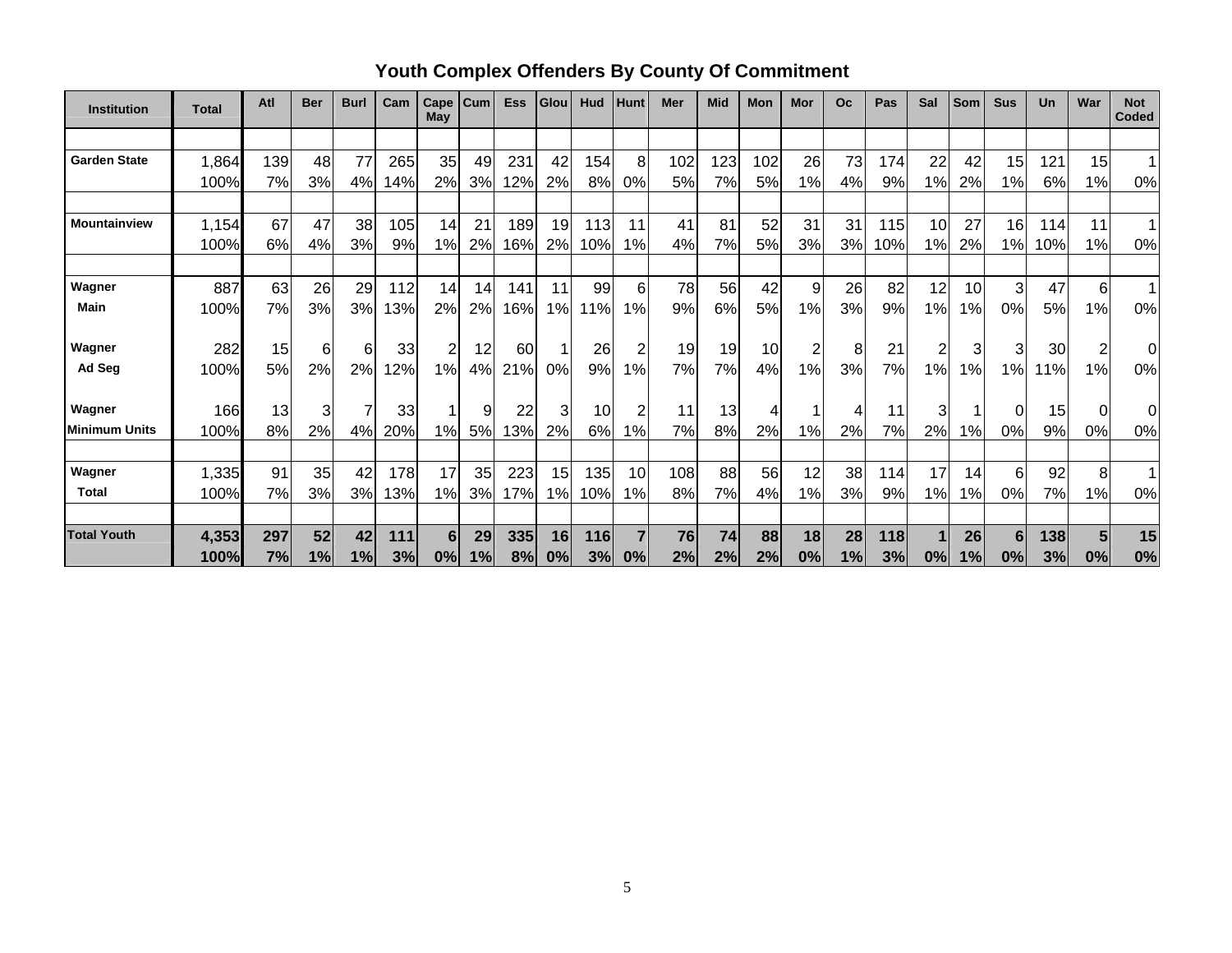## Youth Complex Offenders By County Of Commitment

| Institution | Total | Atl | Ber | Burl | Cam | Cape May | Cum | Ess | Glou | Hud | Hunt | Mer | Mid | Mon | Mor | Oc | Pas | Sal | Som | Sus | Un | War | Not Coded |
|---|---|---|---|---|---|---|---|---|---|---|---|---|---|---|---|---|---|---|---|---|---|---|---|
| Garden State | 1,864 | 139 | 48 | 77 | 265 | 35 | 49 | 231 | 42 | 154 | 8 | 102 | 123 | 102 | 26 | 73 | 174 | 22 | 42 | 15 | 121 | 15 | 1 |
| | 100% | 7% | 3% | 4% | 14% | 2% | 3% | 12% | 2% | 8% | 0% | 5% | 7% | 5% | 1% | 4% | 9% | 1% | 2% | 1% | 6% | 1% | 0% |
| Mountainview | 1,154 | 67 | 47 | 38 | 105 | 14 | 21 | 189 | 19 | 113 | 11 | 41 | 81 | 52 | 31 | 31 | 115 | 10 | 27 | 16 | 114 | 11 | 1 |
| | 100% | 6% | 4% | 3% | 9% | 1% | 2% | 16% | 2% | 10% | 1% | 4% | 7% | 5% | 3% | 3% | 10% | 1% | 2% | 1% | 10% | 1% | 0% |
| Wagner Main | 887 | 63 | 26 | 29 | 112 | 14 | 14 | 141 | 11 | 99 | 6 | 78 | 56 | 42 | 9 | 26 | 82 | 12 | 10 | 3 | 47 | 6 | 1 |
| | 100% | 7% | 3% | 3% | 13% | 2% | 2% | 16% | 1% | 11% | 1% | 9% | 6% | 5% | 1% | 3% | 9% | 1% | 1% | 0% | 5% | 1% | 0% |
| Wagner Ad Seg | 282 | 15 | 6 | 6 | 33 | 2 | 12 | 60 | 1 | 26 | 2 | 19 | 19 | 10 | 2 | 8 | 21 | 2 | 3 | 3 | 30 | 2 | 0 |
| | 100% | 5% | 2% | 2% | 12% | 1% | 4% | 21% | 0% | 9% | 1% | 7% | 7% | 4% | 1% | 3% | 7% | 1% | 1% | 1% | 11% | 1% | 0% |
| Wagner Minimum Units | 166 | 13 | 3 | 7 | 33 | 1 | 9 | 22 | 3 | 10 | 2 | 11 | 13 | 4 | 1 | 4 | 11 | 3 | 1 | 0 | 15 | 0 | 0 |
| | 100% | 8% | 2% | 4% | 20% | 1% | 5% | 13% | 2% | 6% | 1% | 7% | 8% | 2% | 1% | 2% | 7% | 2% | 1% | 0% | 9% | 0% | 0% |
| Wagner Total | 1,335 | 91 | 35 | 42 | 178 | 17 | 35 | 223 | 15 | 135 | 10 | 108 | 88 | 56 | 12 | 38 | 114 | 17 | 14 | 6 | 92 | 8 | 1 |
| | 100% | 7% | 3% | 3% | 13% | 1% | 3% | 17% | 1% | 10% | 1% | 8% | 7% | 4% | 1% | 3% | 9% | 1% | 1% | 0% | 7% | 1% | 0% |
| **Total Youth** | **4,353** | **297** | **52** | **42** | **111** | **6** | **29** | **335** | **16** | **116** | **7** | **76** | **74** | **88** | **18** | **28** | **118** | **1** | **26** | **6** | **138** | **5** | **15** |
| | **100%** | **7%** | **1%** | **1%** | **3%** | **0%** | **1%** | **8%** | **0%** | **3%** | **0%** | **2%** | **2%** | **2%** | **0%** | **1%** | **3%** | **0%** | **1%** | **0%** | **3%** | **0%** | **0%** |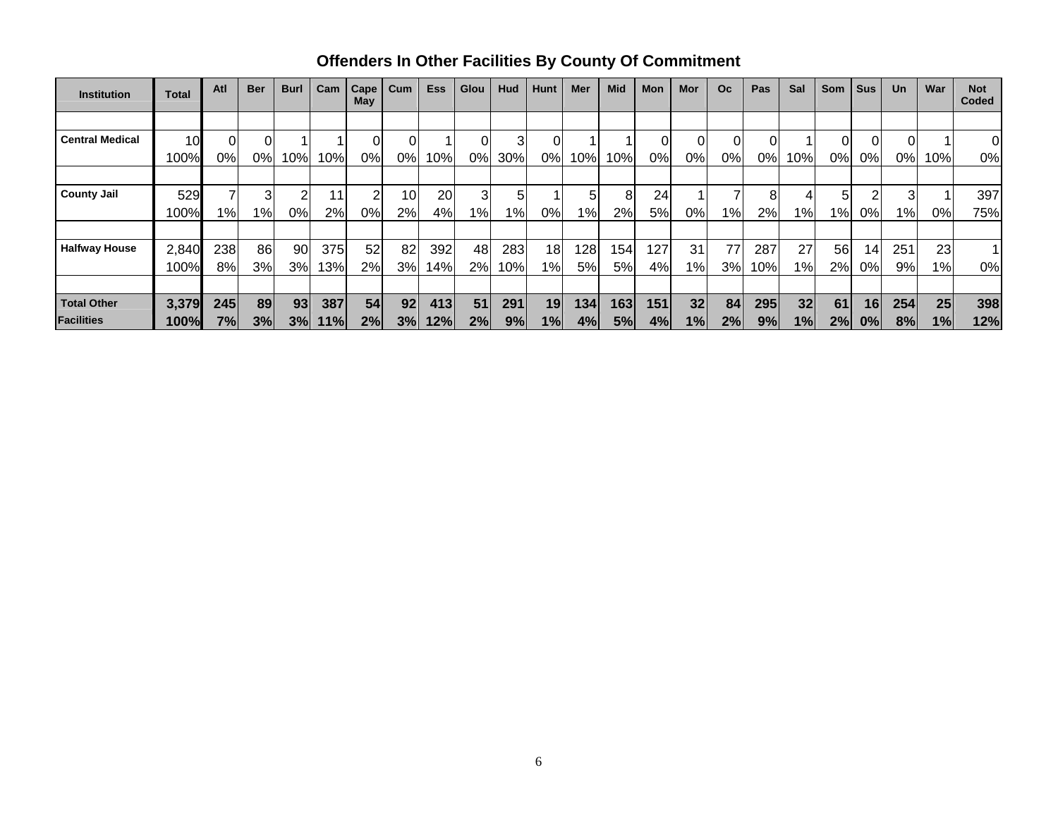## Offenders In Other Facilities By County Of Commitment

| Institution | Total | Atl | Ber | Burl | Cam | Cape May | Cum | Ess | Glou | Hud | Hunt | Mer | Mid | Mon | Mor | Oc | Pas | Sal | Som | Sus | Un | War | Not Coded |
|---|---|---|---|---|---|---|---|---|---|---|---|---|---|---|---|---|---|---|---|---|---|---|---|
| **Central Medical** | 10 | 0 | 0 | 1 | 1 | 0 | 0 | 1 | 0 | 3 | 0 | 1 | 1 | 0 | 0 | 0 | 0 | 1 | 0 | 0 | 0 | 1 | 0 |
| | 100% | 0% | 0% | 10% | 10% | 0% | 0% | 10% | 0% | 30% | 0% | 10% | 10% | 0% | 0% | 0% | 0% | 10% | 0% | 0% | 0% | 10% | 0% |
| **County Jail** | 529 | 7 | 3 | 2 | 11 | 2 | 10 | 20 | 3 | 5 | 1 | 5 | 8 | 24 | 1 | 7 | 8 | 4 | 5 | 2 | 3 | 1 | 397 |
| | 100% | 1% | 1% | 0% | 2% | 0% | 2% | 4% | 1% | 1% | 0% | 1% | 2% | 5% | 0% | 1% | 2% | 1% | 1% | 0% | 1% | 0% | 75% |
| **Halfway House** | 2,840 | 238 | 86 | 90 | 375 | 52 | 82 | 392 | 48 | 283 | 18 | 128 | 154 | 127 | 31 | 77 | 287 | 27 | 56 | 14 | 251 | 23 | 1 |
| | 100% | 8% | 3% | 3% | 13% | 2% | 3% | 14% | 2% | 10% | 1% | 5% | 5% | 4% | 1% | 3% | 10% | 1% | 2% | 0% | 9% | 1% | 0% |
| **Total Other Facilities** | **3,379** | **245** | **89** | **93** | **387** | **54** | **92** | **413** | **51** | **291** | **19** | **134** | **163** | **151** | **32** | **84** | **295** | **32** | **61** | **16** | **254** | **25** | **398** |
| | **100%** | **7%** | **3%** | **3%** | **11%** | **2%** | **3%** | **12%** | **2%** | **9%** | **1%** | **4%** | **5%** | **4%** | **1%** | **2%** | **9%** | **1%** | **2%** | **0%** | **8%** | **1%** | **12%** |